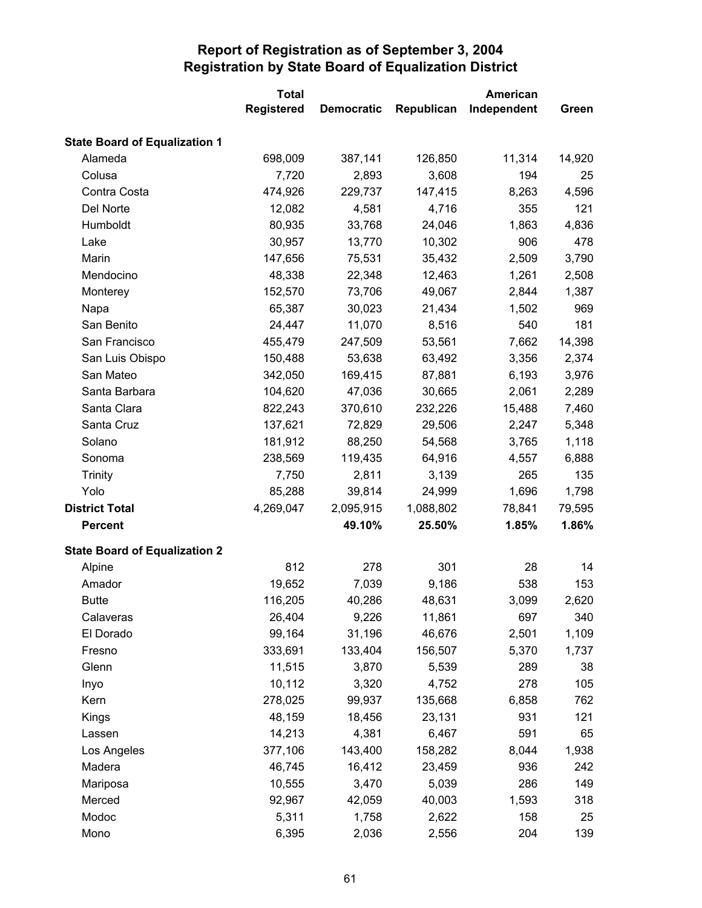# Report of Registration as of September 3, 2004
## Registration by State Board of Equalization District

| | Total Registered | Democratic | Republican | American Independent | Green |
|---|---|---|---|---|---|
| **State Board of Equalization 1** | | | | | |
| Alameda | 698,009 | 387,141 | 126,850 | 11,314 | 14,920 |
| Colusa | 7,720 | 2,893 | 3,608 | 194 | 25 |
| Contra Costa | 474,926 | 229,737 | 147,415 | 8,263 | 4,596 |
| Del Norte | 12,082 | 4,581 | 4,716 | 355 | 121 |
| Humboldt | 80,935 | 33,768 | 24,046 | 1,863 | 4,836 |
| Lake | 30,957 | 13,770 | 10,302 | 906 | 478 |
| Marin | 147,656 | 75,531 | 35,432 | 2,509 | 3,790 |
| Mendocino | 48,338 | 22,348 | 12,463 | 1,261 | 2,508 |
| Monterey | 152,570 | 73,706 | 49,067 | 2,844 | 1,387 |
| Napa | 65,387 | 30,023 | 21,434 | 1,502 | 969 |
| San Benito | 24,447 | 11,070 | 8,516 | 540 | 181 |
| San Francisco | 455,479 | 247,509 | 53,561 | 7,662 | 14,398 |
| San Luis Obispo | 150,488 | 53,638 | 63,492 | 3,356 | 2,374 |
| San Mateo | 342,050 | 169,415 | 87,881 | 6,193 | 3,976 |
| Santa Barbara | 104,620 | 47,036 | 30,665 | 2,061 | 2,289 |
| Santa Clara | 822,243 | 370,610 | 232,226 | 15,488 | 7,460 |
| Santa Cruz | 137,621 | 72,829 | 29,506 | 2,247 | 5,348 |
| Solano | 181,912 | 88,250 | 54,568 | 3,765 | 1,118 |
| Sonoma | 238,569 | 119,435 | 64,916 | 4,557 | 6,888 |
| Trinity | 7,750 | 2,811 | 3,139 | 265 | 135 |
| Yolo | 85,288 | 39,814 | 24,999 | 1,696 | 1,798 |
| **District Total** | 4,269,047 | 2,095,915 | 1,088,802 | 78,841 | 79,595 |
| **Percent** | | **49.10%** | **25.50%** | **1.85%** | **1.86%** |
| **State Board of Equalization 2** | | | | | |
| Alpine | 812 | 278 | 301 | 28 | 14 |
| Amador | 19,652 | 7,039 | 9,186 | 538 | 153 |
| Butte | 116,205 | 40,286 | 48,631 | 3,099 | 2,620 |
| Calaveras | 26,404 | 9,226 | 11,861 | 697 | 340 |
| El Dorado | 99,164 | 31,196 | 46,676 | 2,501 | 1,109 |
| Fresno | 333,691 | 133,404 | 156,507 | 5,370 | 1,737 |
| Glenn | 11,515 | 3,870 | 5,539 | 289 | 38 |
| Inyo | 10,112 | 3,320 | 4,752 | 278 | 105 |
| Kern | 278,025 | 99,937 | 135,668 | 6,858 | 762 |
| Kings | 48,159 | 18,456 | 23,131 | 931 | 121 |
| Lassen | 14,213 | 4,381 | 6,467 | 591 | 65 |
| Los Angeles | 377,106 | 143,400 | 158,282 | 8,044 | 1,938 |
| Madera | 46,745 | 16,412 | 23,459 | 936 | 242 |
| Mariposa | 10,555 | 3,470 | 5,039 | 286 | 149 |
| Merced | 92,967 | 42,059 | 40,003 | 1,593 | 318 |
| Modoc | 5,311 | 1,758 | 2,622 | 158 | 25 |
| Mono | 6,395 | 2,036 | 2,556 | 204 | 139 |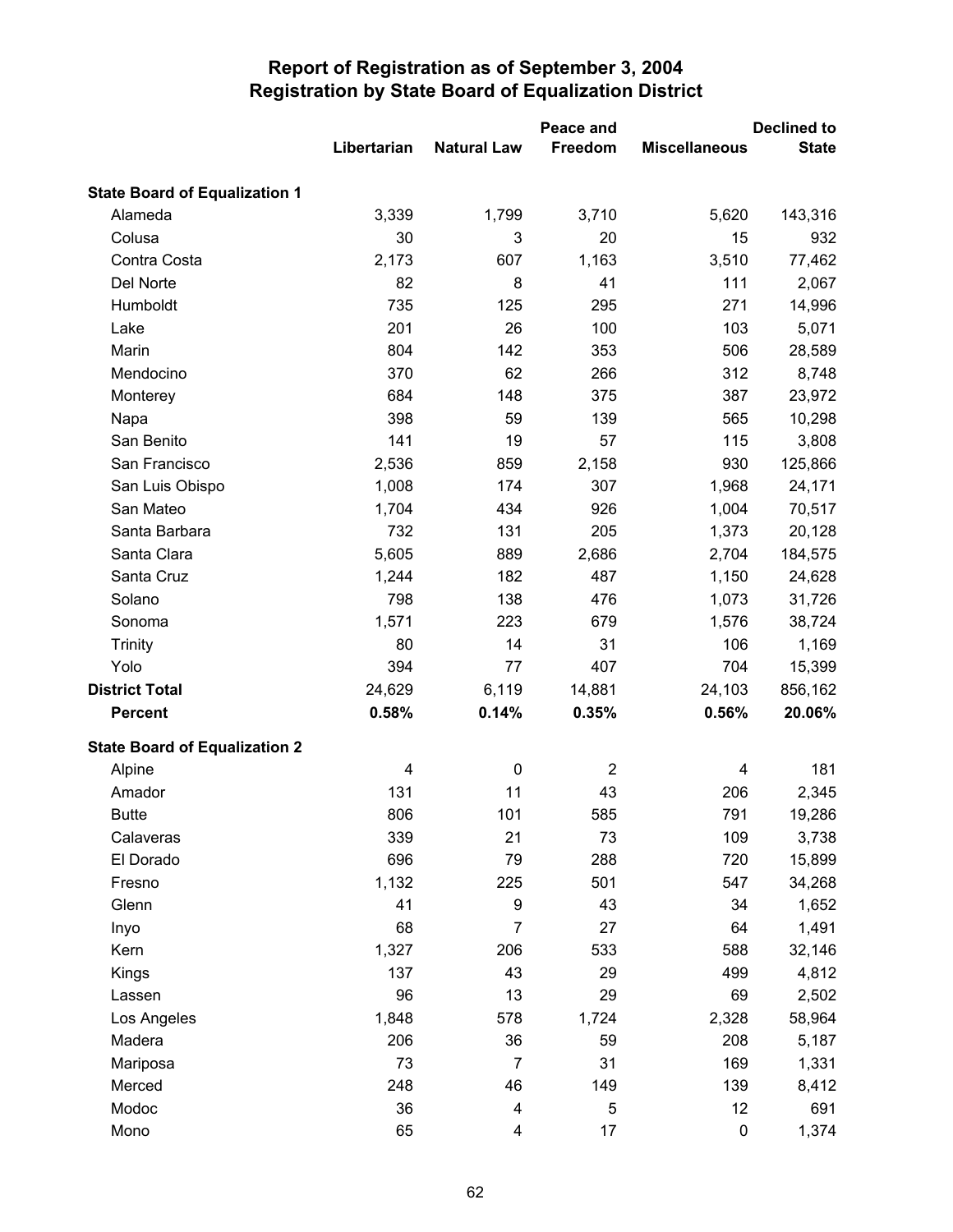# Report of Registration as of September 3, 2004
## Registration by State Board of Equalization District

| | Libertarian | Natural Law | Peace and Freedom | Miscellaneous | Declined to State |
|---|---|---|---|---|---|
| **State Board of Equalization 1** | | | | | |
| Alameda | 3,339 | 1,799 | 3,710 | 5,620 | 143,316 |
| Colusa | 30 | 3 | 20 | 15 | 932 |
| Contra Costa | 2,173 | 607 | 1,163 | 3,510 | 77,462 |
| Del Norte | 82 | 8 | 41 | 111 | 2,067 |
| Humboldt | 735 | 125 | 295 | 271 | 14,996 |
| Lake | 201 | 26 | 100 | 103 | 5,071 |
| Marin | 804 | 142 | 353 | 506 | 28,589 |
| Mendocino | 370 | 62 | 266 | 312 | 8,748 |
| Monterey | 684 | 148 | 375 | 387 | 23,972 |
| Napa | 398 | 59 | 139 | 565 | 10,298 |
| San Benito | 141 | 19 | 57 | 115 | 3,808 |
| San Francisco | 2,536 | 859 | 2,158 | 930 | 125,866 |
| San Luis Obispo | 1,008 | 174 | 307 | 1,968 | 24,171 |
| San Mateo | 1,704 | 434 | 926 | 1,004 | 70,517 |
| Santa Barbara | 732 | 131 | 205 | 1,373 | 20,128 |
| Santa Clara | 5,605 | 889 | 2,686 | 2,704 | 184,575 |
| Santa Cruz | 1,244 | 182 | 487 | 1,150 | 24,628 |
| Solano | 798 | 138 | 476 | 1,073 | 31,726 |
| Sonoma | 1,571 | 223 | 679 | 1,576 | 38,724 |
| Trinity | 80 | 14 | 31 | 106 | 1,169 |
| Yolo | 394 | 77 | 407 | 704 | 15,399 |
| **District Total** | 24,629 | 6,119 | 14,881 | 24,103 | 856,162 |
| **Percent** | **0.58%** | **0.14%** | **0.35%** | **0.56%** | **20.06%** |
| **State Board of Equalization 2** | | | | | |
| Alpine | 4 | 0 | 2 | 4 | 181 |
| Amador | 131 | 11 | 43 | 206 | 2,345 |
| Butte | 806 | 101 | 585 | 791 | 19,286 |
| Calaveras | 339 | 21 | 73 | 109 | 3,738 |
| El Dorado | 696 | 79 | 288 | 720 | 15,899 |
| Fresno | 1,132 | 225 | 501 | 547 | 34,268 |
| Glenn | 41 | 9 | 43 | 34 | 1,652 |
| Inyo | 68 | 7 | 27 | 64 | 1,491 |
| Kern | 1,327 | 206 | 533 | 588 | 32,146 |
| Kings | 137 | 43 | 29 | 499 | 4,812 |
| Lassen | 96 | 13 | 29 | 69 | 2,502 |
| Los Angeles | 1,848 | 578 | 1,724 | 2,328 | 58,964 |
| Madera | 206 | 36 | 59 | 208 | 5,187 |
| Mariposa | 73 | 7 | 31 | 169 | 1,331 |
| Merced | 248 | 46 | 149 | 139 | 8,412 |
| Modoc | 36 | 4 | 5 | 12 | 691 |
| Mono | 65 | 4 | 17 | 0 | 1,374 |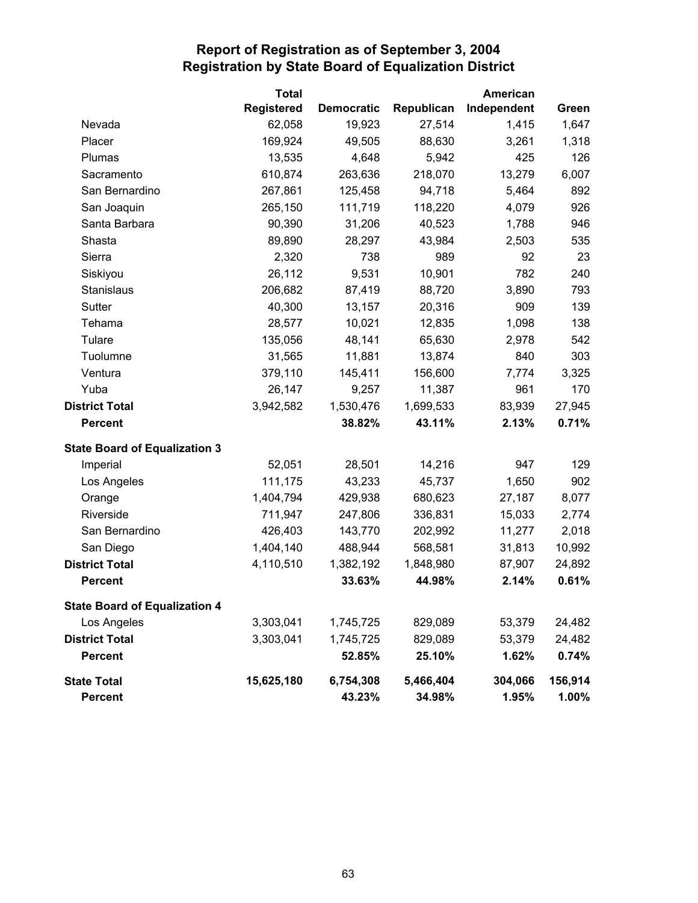# Report of Registration as of September 3, 2004
## Registration by State Board of Equalization District

| | Total Registered | Democratic | Republican | American Independent | Green |
|---|---|---|---|---|---|
| Nevada | 62,058 | 19,923 | 27,514 | 1,415 | 1,647 |
| Placer | 169,924 | 49,505 | 88,630 | 3,261 | 1,318 |
| Plumas | 13,535 | 4,648 | 5,942 | 425 | 126 |
| Sacramento | 610,874 | 263,636 | 218,070 | 13,279 | 6,007 |
| San Bernardino | 267,861 | 125,458 | 94,718 | 5,464 | 892 |
| San Joaquin | 265,150 | 111,719 | 118,220 | 4,079 | 926 |
| Santa Barbara | 90,390 | 31,206 | 40,523 | 1,788 | 946 |
| Shasta | 89,890 | 28,297 | 43,984 | 2,503 | 535 |
| Sierra | 2,320 | 738 | 989 | 92 | 23 |
| Siskiyou | 26,112 | 9,531 | 10,901 | 782 | 240 |
| Stanislaus | 206,682 | 87,419 | 88,720 | 3,890 | 793 |
| Sutter | 40,300 | 13,157 | 20,316 | 909 | 139 |
| Tehama | 28,577 | 10,021 | 12,835 | 1,098 | 138 |
| Tulare | 135,056 | 48,141 | 65,630 | 2,978 | 542 |
| Tuolumne | 31,565 | 11,881 | 13,874 | 840 | 303 |
| Ventura | 379,110 | 145,411 | 156,600 | 7,774 | 3,325 |
| Yuba | 26,147 | 9,257 | 11,387 | 961 | 170 |
| **District Total** | 3,942,582 | 1,530,476 | 1,699,533 | 83,939 | 27,945 |
| **Percent** | | **38.82%** | **43.11%** | **2.13%** | **0.71%** |
| **State Board of Equalization 3** | | | | | |
| Imperial | 52,051 | 28,501 | 14,216 | 947 | 129 |
| Los Angeles | 111,175 | 43,233 | 45,737 | 1,650 | 902 |
| Orange | 1,404,794 | 429,938 | 680,623 | 27,187 | 8,077 |
| Riverside | 711,947 | 247,806 | 336,831 | 15,033 | 2,774 |
| San Bernardino | 426,403 | 143,770 | 202,992 | 11,277 | 2,018 |
| San Diego | 1,404,140 | 488,944 | 568,581 | 31,813 | 10,992 |
| **District Total** | 4,110,510 | 1,382,192 | 1,848,980 | 87,907 | 24,892 |
| **Percent** | | **33.63%** | **44.98%** | **2.14%** | **0.61%** |
| **State Board of Equalization 4** | | | | | |
| Los Angeles | 3,303,041 | 1,745,725 | 829,089 | 53,379 | 24,482 |
| **District Total** | 3,303,041 | 1,745,725 | 829,089 | 53,379 | 24,482 |
| **Percent** | | **52.85%** | **25.10%** | **1.62%** | **0.74%** |
| **State Total** | **15,625,180** | **6,754,308** | **5,466,404** | **304,066** | **156,914** |
| **Percent** | | **43.23%** | **34.98%** | **1.95%** | **1.00%** |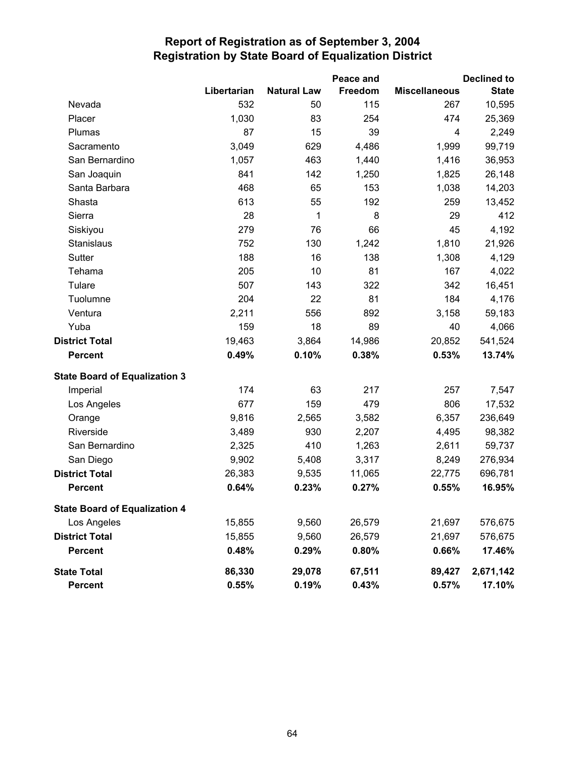# Report of Registration as of September 3, 2004
## Registration by State Board of Equalization District

| | Libertarian | Natural Law | Peace and Freedom | Miscellaneous | Declined to State |
|---|---|---|---|---|---|
| Nevada | 532 | 50 | 115 | 267 | 10,595 |
| Placer | 1,030 | 83 | 254 | 474 | 25,369 |
| Plumas | 87 | 15 | 39 | 4 | 2,249 |
| Sacramento | 3,049 | 629 | 4,486 | 1,999 | 99,719 |
| San Bernardino | 1,057 | 463 | 1,440 | 1,416 | 36,953 |
| San Joaquin | 841 | 142 | 1,250 | 1,825 | 26,148 |
| Santa Barbara | 468 | 65 | 153 | 1,038 | 14,203 |
| Shasta | 613 | 55 | 192 | 259 | 13,452 |
| Sierra | 28 | 1 | 8 | 29 | 412 |
| Siskiyou | 279 | 76 | 66 | 45 | 4,192 |
| Stanislaus | 752 | 130 | 1,242 | 1,810 | 21,926 |
| Sutter | 188 | 16 | 138 | 1,308 | 4,129 |
| Tehama | 205 | 10 | 81 | 167 | 4,022 |
| Tulare | 507 | 143 | 322 | 342 | 16,451 |
| Tuolumne | 204 | 22 | 81 | 184 | 4,176 |
| Ventura | 2,211 | 556 | 892 | 3,158 | 59,183 |
| Yuba | 159 | 18 | 89 | 40 | 4,066 |
| **District Total** | 19,463 | 3,864 | 14,986 | 20,852 | 541,524 |
| **Percent** | **0.49%** | **0.10%** | **0.38%** | **0.53%** | **13.74%** |
| **State Board of Equalization 3** | | | | | |
| Imperial | 174 | 63 | 217 | 257 | 7,547 |
| Los Angeles | 677 | 159 | 479 | 806 | 17,532 |
| Orange | 9,816 | 2,565 | 3,582 | 6,357 | 236,649 |
| Riverside | 3,489 | 930 | 2,207 | 4,495 | 98,382 |
| San Bernardino | 2,325 | 410 | 1,263 | 2,611 | 59,737 |
| San Diego | 9,902 | 5,408 | 3,317 | 8,249 | 276,934 |
| **District Total** | 26,383 | 9,535 | 11,065 | 22,775 | 696,781 |
| **Percent** | **0.64%** | **0.23%** | **0.27%** | **0.55%** | **16.95%** |
| **State Board of Equalization 4** | | | | | |
| Los Angeles | 15,855 | 9,560 | 26,579 | 21,697 | 576,675 |
| **District Total** | 15,855 | 9,560 | 26,579 | 21,697 | 576,675 |
| **Percent** | **0.48%** | **0.29%** | **0.80%** | **0.66%** | **17.46%** |
| **State Total** | **86,330** | **29,078** | **67,511** | **89,427** | **2,671,142** |
| **Percent** | **0.55%** | **0.19%** | **0.43%** | **0.57%** | **17.10%** |